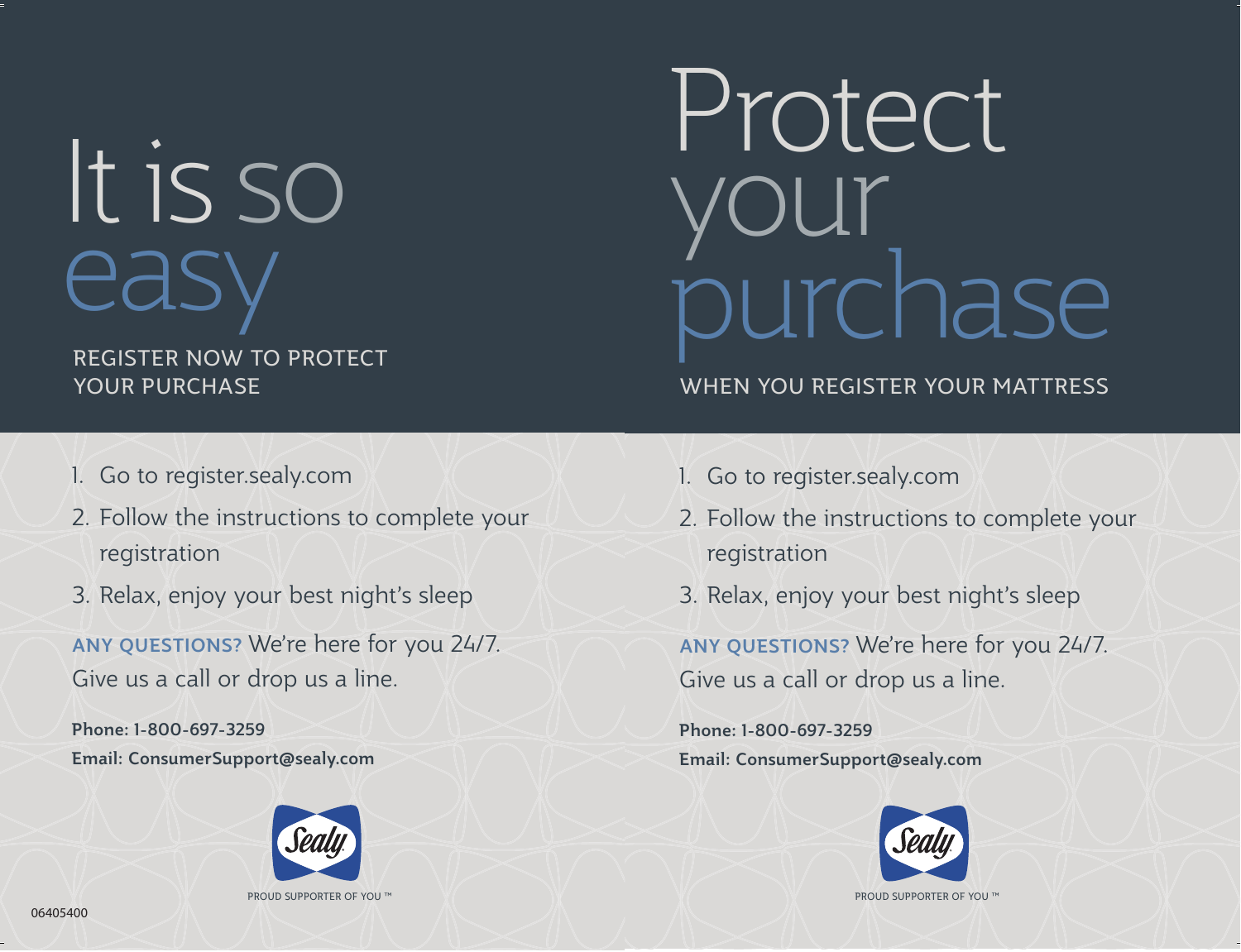# It is so easy

REGISTER NOW TO PROTECT YOUR PURCHASE

1. Go to register.sealy.com
2. Follow the instructions to complete your registration
3. Relax, enjoy your best night's sleep

**ANY QUESTIONS?** We're here for you 24/7. Give us a call or drop us a line.

**Phone: 1-800-697-3259**
**Email: ConsumerSupport@sealy.com**

Sealy

PROUD SUPPORTER OF YOU ™

06405400

# Protect your purchase

WHEN YOU REGISTER YOUR MATTRESS

1. Go to register.sealy.com
2. Follow the instructions to complete your registration
3. Relax, enjoy your best night's sleep

**ANY QUESTIONS?** We're here for you 24/7. Give us a call or drop us a line.

**Phone: 1-800-697-3259**
**Email: ConsumerSupport@sealy.com**

Sealy

PROUD SUPPORTER OF YOU ™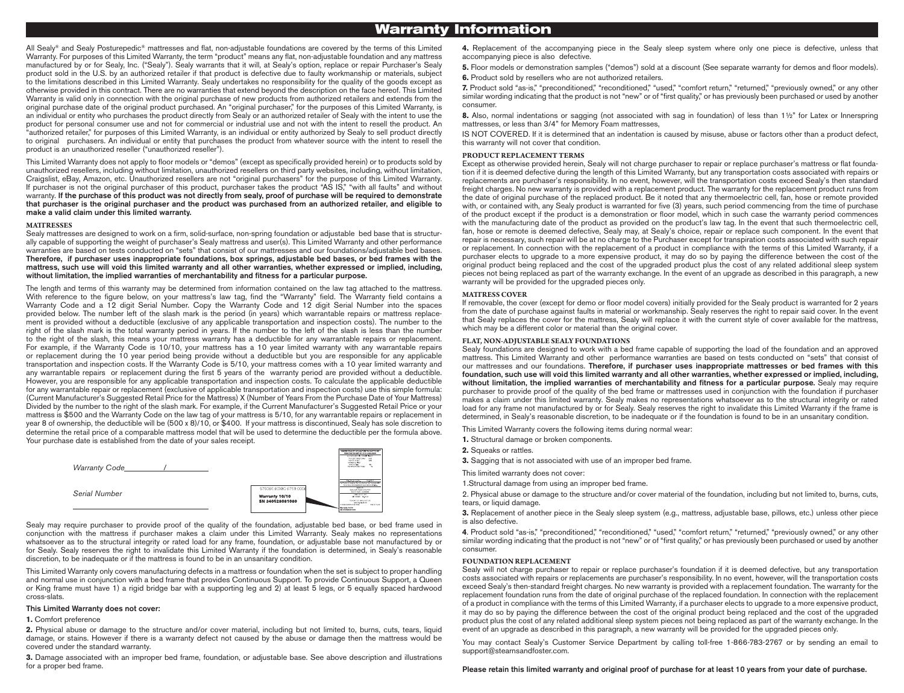# Warranty Information

All Sealy® and Sealy Posturepedic® mattresses and flat, non-adjustable foundations are covered by the terms of this Limited Warranty. For purposes of this Limited Warranty, the term "product" means any flat, non-adjustable foundation and any mattress manufactured by or for Sealy, Inc. ("Sealy"). Sealy warrants that it will, at Sealy's option, replace or repair Purchaser's Sealy product sold in the U.S. by an authorized retailer if that product is defective due to faulty workmanship or materials, subject to the limitations described in this Limited Warranty. Sealy undertakes no responsibility for the quality of the goods except as otherwise provided in this contract. There are no warranties that extend beyond the description on the face hereof. This Limited Warranty is valid only in connection with the original purchase of new products from authorized retailers and extends from the original purchase date of the original product purchased. An "original purchaser," for the purposes of this Limited Warranty, is an individual or entity who purchases the product directly from Sealy or an authorized retailer of Sealy with the intent to use the product for personal consumer use and not for commercial or industrial use and not with the intent to resell the product. An "authorized retailer," for purposes of this Limited Warranty, is an individual or entity authorized by Sealy to sell product directly to original purchasers. An individual or entity that purchases the product from whatever source with the intent to resell the product is an unauthorized reseller ("unauthorized reseller").

This Limited Warranty does not apply to floor models or "demos" (except as specifically provided herein) or to products sold by unauthorized resellers, including without limitation, unauthorized resellers on third party websites, including, without limitation, Craigslist, eBay, Amazon, etc. Unauthorized resellers are not "original purchasers" for the purpose of this Limited Warranty. If purchaser is not the original purchaser of this product, purchaser takes the product "AS IS," "with all faults" and without warranty. **If the purchase of this product was not directly from sealy, proof of purchase will be required to demonstrate that purchaser is the original purchaser and the product was purchased from an authorized retailer, and eligible to make a valid claim under this limited warranty.**

## MATTRESSES

Sealy mattresses are designed to work on a firm, solid-surface, non-spring foundation or adjustable bed base that is structurally capable of supporting the weight of purchaser's Sealy mattress and user(s). This Limited Warranty and other performance warranties are based on tests conducted on "sets" that consist of our mattresses and our foundations/adjustable bed bases. **Therefore, if purchaser uses inappropriate foundations, box springs, adjustable bed bases, or bed frames with the mattress, such use will void this limited warranty and all other warranties, whether expressed or implied, including, without limitation, the implied warranties of merchantability and fitness for a particular purpose.**

The length and terms of this warranty may be determined from information contained on the law tag attached to the mattress. With reference to the figure below, on your mattress's law tag, find the "Warranty" field. The Warranty field contains a Warranty Code and a 12 digit Serial Number. Copy the Warranty Code and 12 digit Serial Number into the spaces provided below. The number left of the slash mark is the period (in years) which warrantable repairs or mattress replacement is provided without a deductible (exclusive of any applicable transportation and inspection costs). The number to the right of the slash mark is the total warranty period in years. If the number to the left of the slash is less than the number to the right of the slash, this means your mattress warranty has a deductible for any warrantable repairs or replacement. For example, if the Warranty Code is 10/10, your mattress has a 10 year limited warranty with any warrantable repairs or replacement during the 10 year period being provide without a deductible but you are responsible for any applicable transportation and inspection costs. If the Warranty Code is 5/10, your mattress comes with a 10 year limited warranty and any warrantable repairs or replacement during the first 5 years of the warranty period are provided without a deductible. However, you are responsible for any applicable transportation and inspection costs. To calculate the applicable deductible for any warrantable repair or replacement (exclusive of applicable transportation and inspection costs) use this simple formula: (Current Manufacturer's Suggested Retail Price for the Mattress) X (Number of Years From the Purchase Date of Your Mattress) Divided by the number to the right of the slash mark. For example, if the Current Manufacturer's Suggested Retail Price or your mattress is $500 and the Warranty Code on the law tag of your mattress is 5/10, for any warrantable repairs or replacement in year 8 of ownership, the deductible will be (500 x 8)/10, or $400. If your mattress is discontinued, Sealy has sole discretion to determine the retail price of a comparable mattress model that will be used to determine the deductible per the formula above. Your purchase date is established from the date of your sales receipt.

*Warranty Code* ________ / ________

*Serial Number* ____________________

Warranty 10/10
SN 340528081080

Sealy may require purchaser to provide proof of the quality of the foundation, adjustable bed base, or bed frame used in conjunction with the mattress if purchaser makes a claim under this Limited Warranty. Sealy makes no representations whatsoever as to the structural integrity or rated load for any frame, foundation, or adjustable base not manufactured by or for Sealy. Sealy reserves the right to invalidate this Limited Warranty if the foundation is determined, in Sealy's reasonable discretion, to be inadequate or if the mattress is found to be in an unsanitary condition.

This Limited Warranty only covers manufacturing defects in a mattress or foundation when the set is subject to proper handling and normal use in conjunction with a bed frame that provides Continuous Support. To provide Continuous Support, a Queen or King frame must have 1) a rigid bridge bar with a supporting leg and 2) at least 5 legs, or 5 equally spaced hardwood cross-slats.

**This Limited Warranty does not cover:**

**1.** Comfort preference

**2.** Physical abuse or damage to the structure and/or cover material, including but not limited to, burns, cuts, tears, liquid damage, or stains. However if there is a warranty defect not caused by the abuse or damage then the mattress would be covered under the standard warranty.

**3.** Damage associated with an improper bed frame, foundation, or adjustable base. See above description and illustrations for a proper bed frame.

**4.** Replacement of the accompanying piece in the Sealy sleep system where only one piece is defective, unless that accompanying piece is also defective.

**5.** Floor models or demonstration samples ("demos") sold at a discount (See separate warranty for demos and floor models).

**6.** Product sold by resellers who are not authorized retailers.

**7.** Product sold "as-is," "preconditioned," "reconditioned," "used," "comfort return," "returned," "previously owned," or any other similar wording indicating that the product is not "new" or of "first quality," or has previously been purchased or used by another consumer.

**8.** Also, normal indentations or sagging (not associated with sag in foundation) of less than 1½" for Latex or Innerspring mattresses, or less than 3/4" for Memory Foam mattresses,

IS NOT COVERED. If it is determined that an indentation is caused by misuse, abuse or factors other than a product defect, this warranty will not cover that condition.

## PRODUCT REPLACEMENT TERMS

Except as otherwise provided herein, Sealy will not charge purchaser to repair or replace purchaser's mattress or flat foundation if it is deemed defective during the length of this Limited Warranty, but any transportation costs associated with repairs or replacements are purchaser's responsibility. In no event, however, will the transportation costs exceed Sealy's then standard freight charges. No new warranty is provided with a replacement product. The warranty for the replacement product runs from the date of original purchase of the replaced product. Be it noted that any thermoelectric cell, fan, hose or remote provided with, or contained with, any Sealy product is warranted for five (3) years, such period commencing from the time of purchase of the product except if the product is a demonstration or floor model, which in such case the warranty period commences with the manufacturing date of the product as provided on the product's law tag. In the event that such thermoelectric cell, fan, hose or remote is deemed defective, Sealy may, at Sealy's choice, repair or replace such component. In the event that repair is necessary, such repair will be at no charge to the Purchaser except for transpiration costs associated with such repair or replacement. In connection with the replacement of a product in compliance with the terms of this Limited Warranty, if a purchaser elects to upgrade to a more expensive product, it may do so by paying the difference between the cost of the original product being replaced and the cost of the upgraded product plus the cost of any related additional sleep system pieces not being replaced as part of the warranty exchange. In the event of an upgrade as described in this paragraph, a new warranty will be provided for the upgraded pieces only.

## MATTRESS COVER

If removable, the cover (except for demo or floor model covers) initially provided for the Sealy product is warranted for 2 years from the date of purchase against faults in material or workmanship. Sealy reserves the right to repair said cover. In the event that Sealy replaces the cover for the mattress, Sealy will replace it with the current style of cover available for the mattress, which may be a different color or material than the original cover.

## FLAT, NON-ADJUSTABLE SEALY FOUNDATIONS

Sealy foundations are designed to work with a bed frame capable of supporting the load of the foundation and an approved mattress. This Limited Warranty and other performance warranties are based on tests conducted on "sets" that consist of our mattresses and our foundations. **Therefore, if purchaser uses inappropriate mattresses or bed frames with this foundation, such use will void this limited warranty and all other warranties, whether expressed or implied, including, without limitation, the implied warranties of merchantability and fitness for a particular purpose.** Sealy may require purchaser to provide proof of the quality of the bed frame or mattresses used in conjunction with the foundation if purchaser makes a claim under this limited warranty. Sealy makes no representations whatsoever as to the structural integrity or rated load for any frame not manufactured by or for Sealy. Sealy reserves the right to invalidate this Limited Warranty if the frame is determined, in Sealy's reasonable discretion, to be inadequate or if the foundation is found to be in an unsanitary condition.

This Limited Warranty covers the following items during normal wear:

**1.** Structural damage or broken components.

**2.** Squeaks or rattles.

**3.** Sagging that is not associated with use of an improper bed frame.

This limited warranty does not cover:

1. Structural damage from using an improper bed frame.

2. Physical abuse or damage to the structure and/or cover material of the foundation, including but not limited to, burns, cuts, tears, or liquid damage.

**3.** Replacement of another piece in the Sealy sleep system (e.g., mattress, adjustable base, pillows, etc.) unless other piece is also defective.

**4**. Product sold "as-is," "preconditioned," "reconditioned," "used," "comfort return," "returned," "previously owned," or any other similar wording indicating that the product is not "new" or of "first quality," or has previously been purchased or used by another consumer.

## FOUNDATION REPLACEMENT

Sealy will not charge purchaser to repair or replace purchaser's foundation if it is deemed defective, but any transportation costs associated with repairs or replacements are purchaser's responsibility. In no event, however, will the transportation costs exceed Sealy's then-standard freight charges. No new warranty is provided with a replacement foundation. The warranty for the replacement foundation runs from the date of original purchase of the replaced product. In connection with the replacement of a product in compliance with the terms of this Limited Warranty, if a purchaser elects to upgrade to a more expensive product, it may do so by paying the difference between the cost of the original product being replaced and the cost of the upgraded product plus the cost of any related additional sleep system pieces not being replaced as part of the warranty exchange. In the event of an upgrade as described in this paragraph, a new warranty will be provided for the upgraded pieces only.

You may contact Sealy's Customer Service Department by calling toll-free 1-866-783-2767 or by sending an email to support@stearnsandfoster.com.

**Please retain this limited warranty and original proof of purchase for at least 10 years from your date of purchase.**